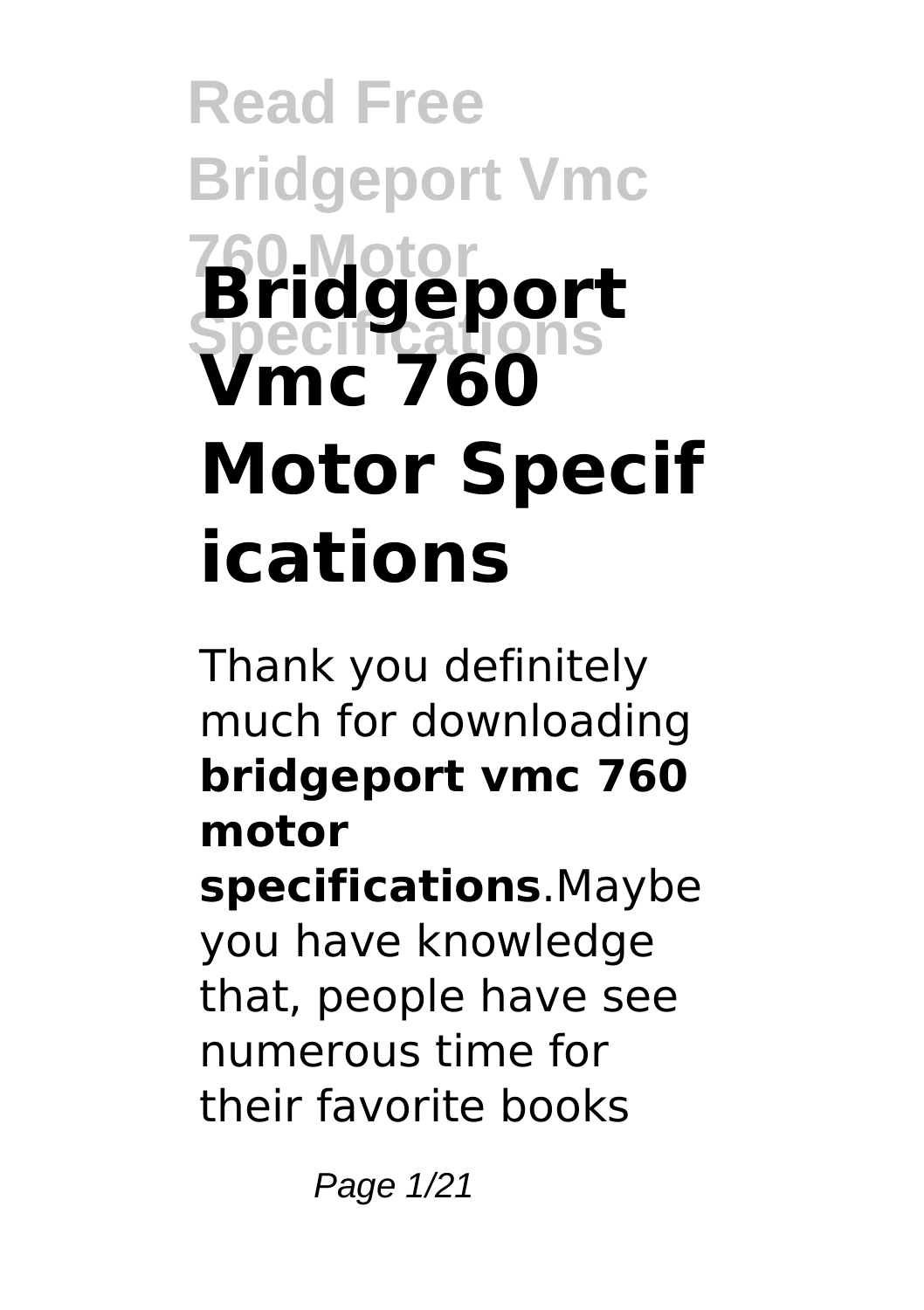# Bridgeport Vmc 760 Motor Specifications

Thank you definitely much for downloading **bridgeport vmc 760 motor specifications**.Maybe you have knowledge that, people have see numerous time for their favorite books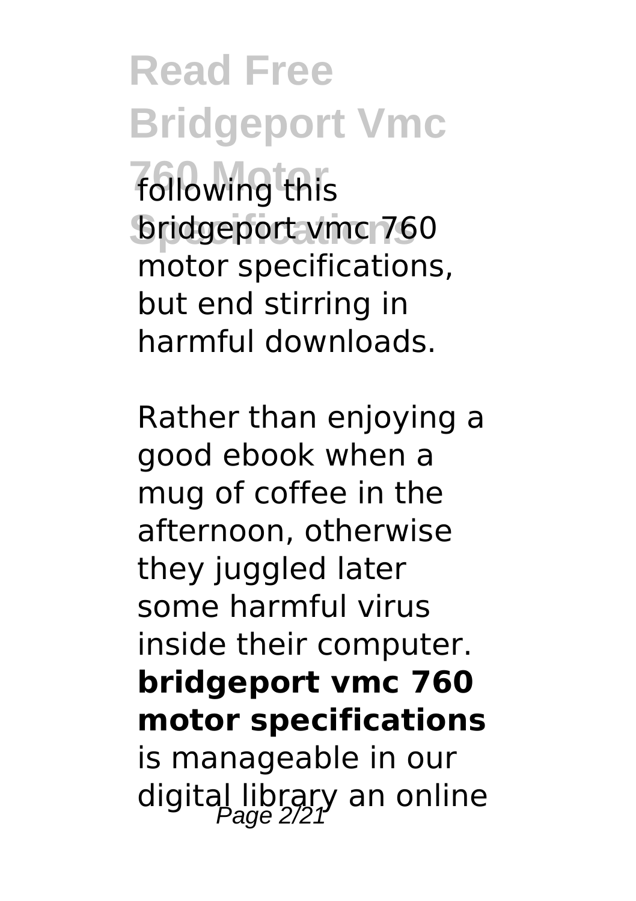following this bridgeport vmc 760 motor specifications, but end stirring in harmful downloads.

Rather than enjoying a good ebook when a mug of coffee in the afternoon, otherwise they juggled later some harmful virus inside their computer. **bridgeport vmc 760 motor specifications** is manageable in our digital library an online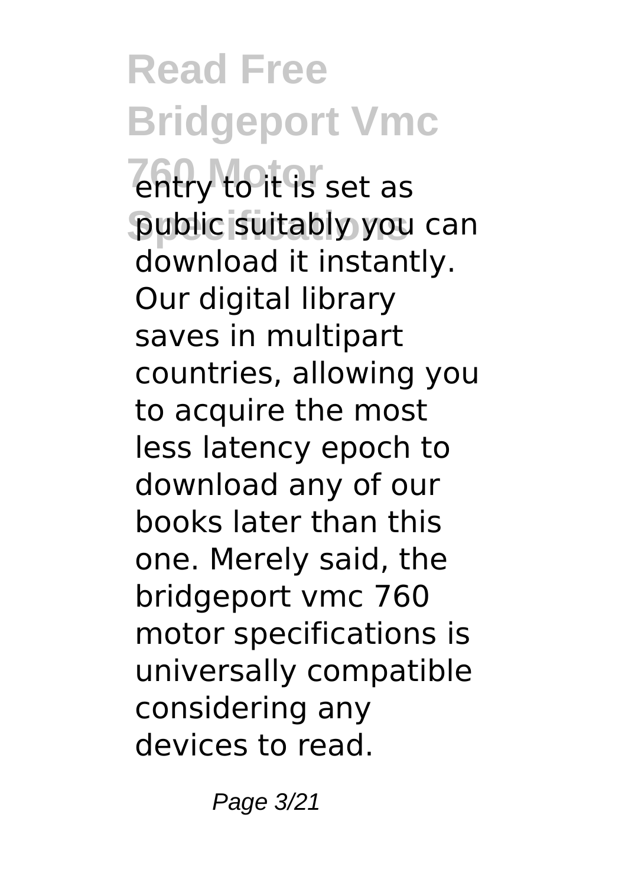entry to it is set as public suitably you can download it instantly. Our digital library saves in multipart countries, allowing you to acquire the most less latency epoch to download any of our books later than this one. Merely said, the bridgeport vmc 760 motor specifications is universally compatible considering any devices to read.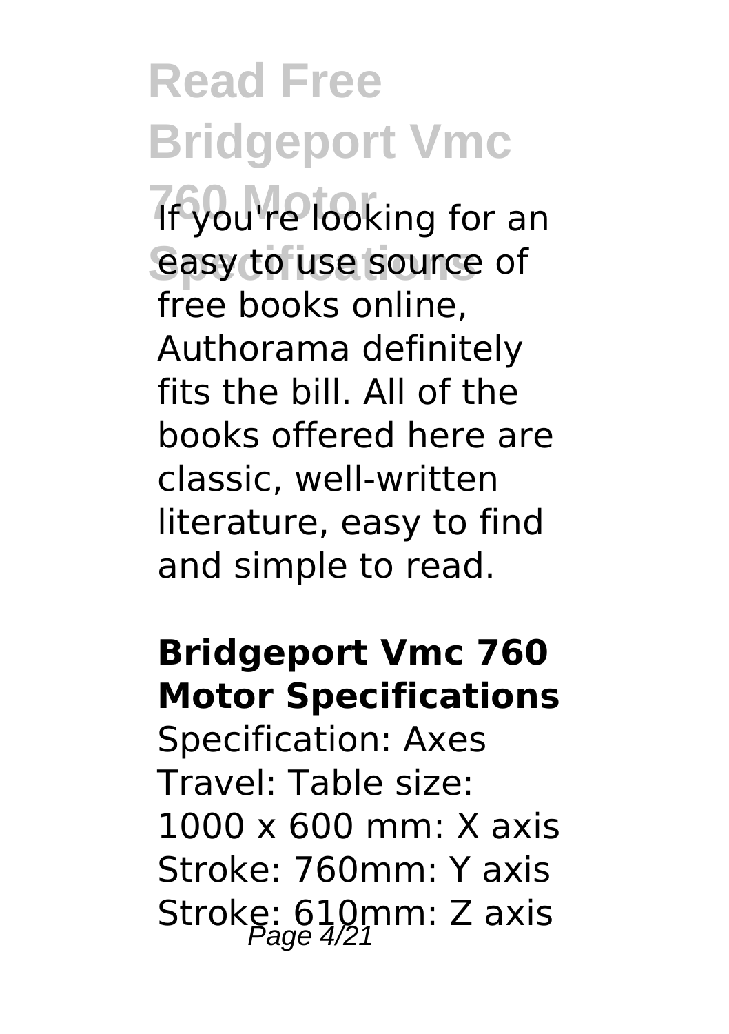If you're looking for an easy to use source of free books online, Authorama definitely fits the bill. All of the books offered here are classic, well-written literature, easy to find and simple to read.

**Bridgeport Vmc 760 Motor Specifications**

Specification: Axes Travel: Table size: 1000 x 600 mm: X axis Stroke: 760mm: Y axis Stroke: 610mm: Z axis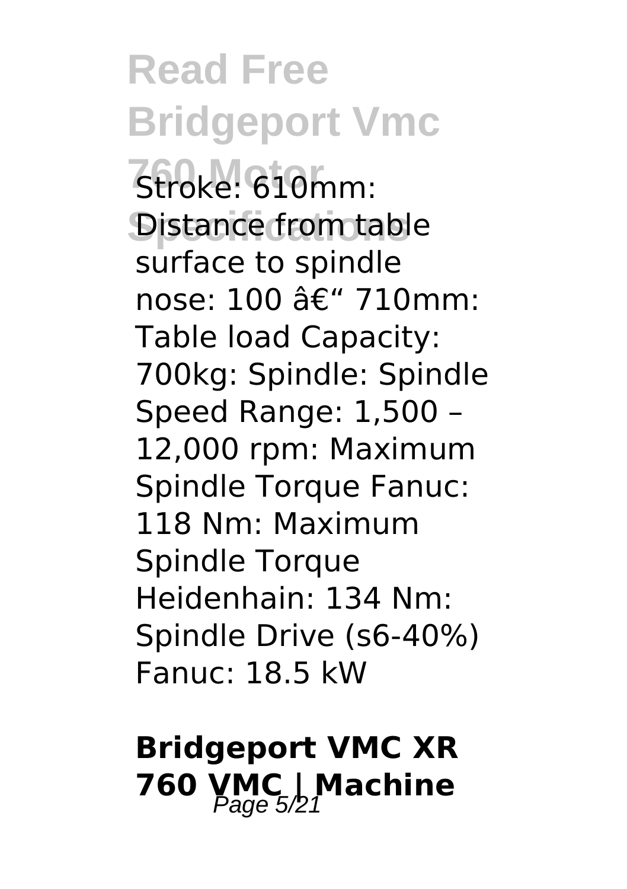Stroke: 610mm: Distance from table surface to spindle nose: 100 â€" 710mm: Table load Capacity: 700kg: Spindle: Spindle Speed Range: 1,500 – 12,000 rpm: Maximum Spindle Torque Fanuc: 118 Nm: Maximum Spindle Torque Heidenhain: 134 Nm: Spindle Drive (s6-40%) Fanuc: 18.5 kW

## Bridgeport VMC XR 760 VMC | Machine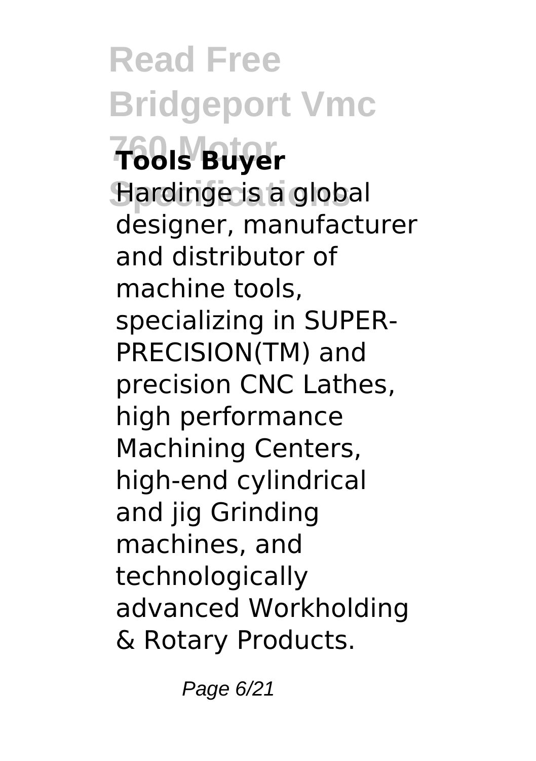**Tools Buyer**

Hardinge is a global designer, manufacturer and distributor of machine tools, specializing in SUPER-PRECISION(TM) and precision CNC Lathes, high performance Machining Centers, high-end cylindrical and jig Grinding machines, and technologically advanced Workholding & Rotary Products.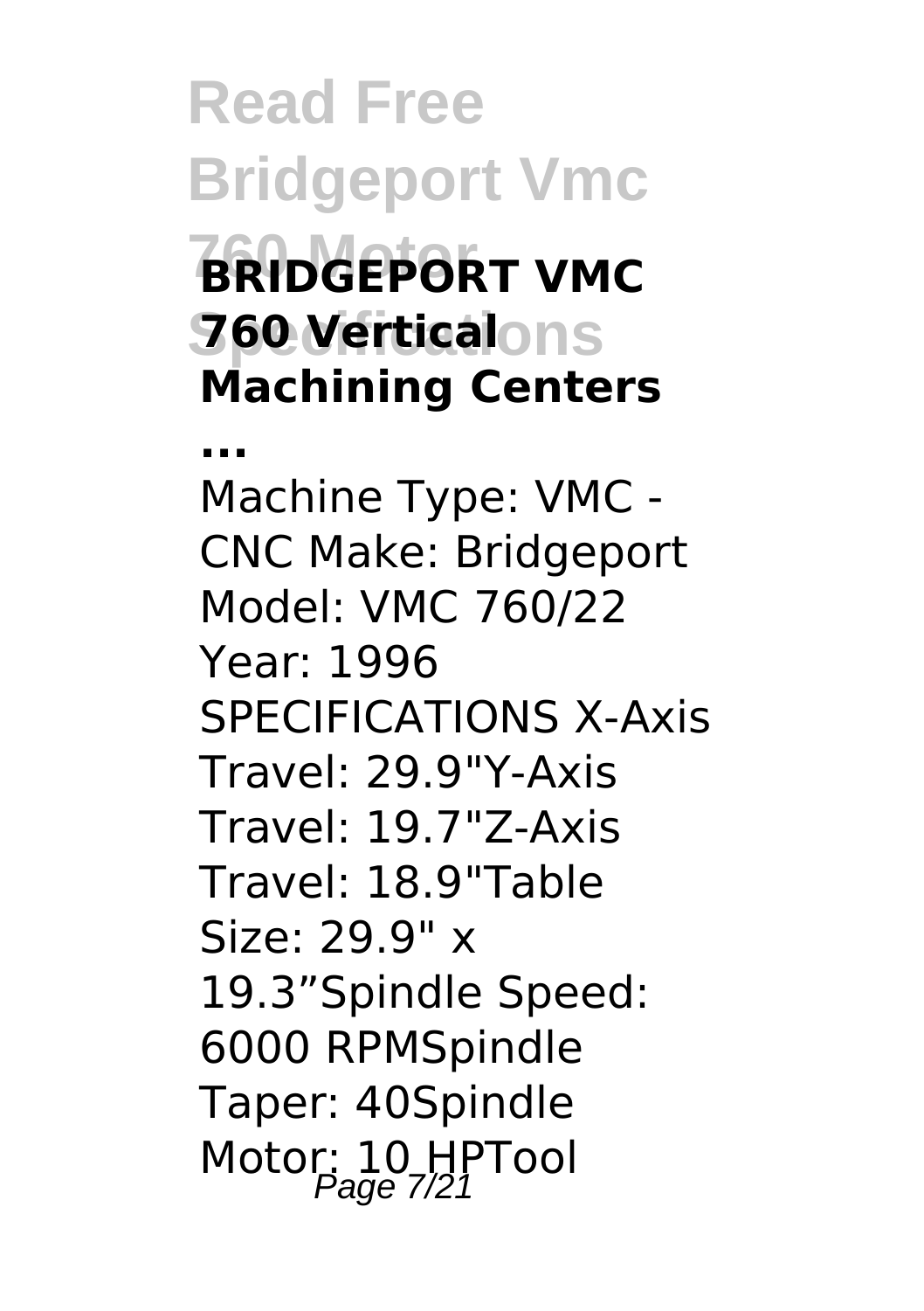**BRIDGEPORT VMC 760 Vertical Machining Centers ...**

Machine Type: VMC - CNC Make: Bridgeport Model: VMC 760/22 Year: 1996 SPECIFICATIONS X-Axis Travel: 29.9"Y-Axis Travel: 19.7"Z-Axis Travel: 18.9"Table Size: 29.9" x 19.3"Spindle Speed: 6000 RPMSpindle Taper: 40Spindle Motor: 10 HPTool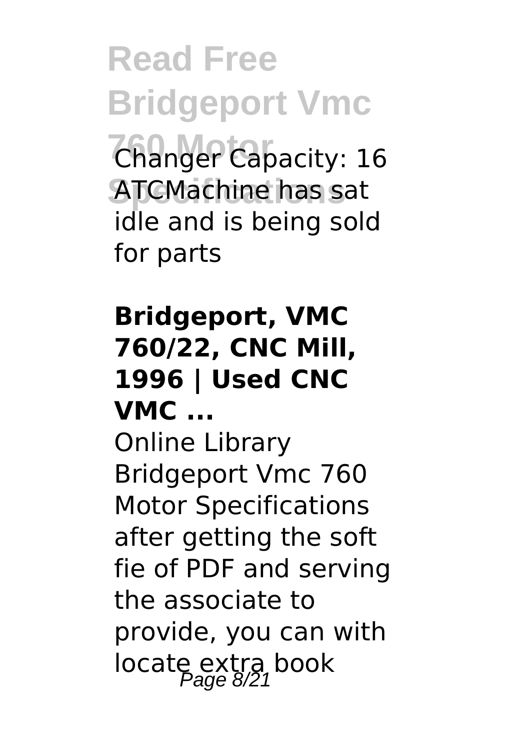Changer Capacity: 16 ATCMachine has sat idle and is being sold for parts

**Bridgeport, VMC 760/22, CNC Mill, 1996 | Used CNC VMC ...**

Online Library Bridgeport Vmc 760 Motor Specifications after getting the soft fie of PDF and serving the associate to provide, you can with locate extra book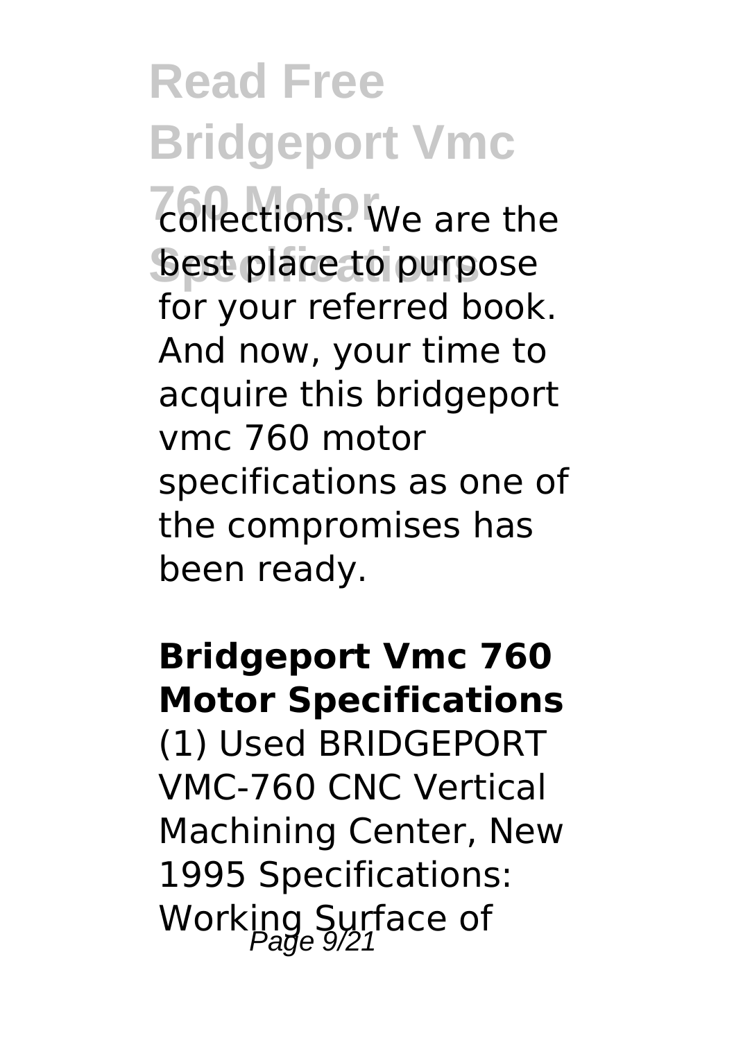collections. We are the best place to purpose for your referred book. And now, your time to acquire this bridgeport vmc 760 motor specifications as one of the compromises has been ready.

**Bridgeport Vmc 760 Motor Specifications**

(1) Used BRIDGEPORT VMC-760 CNC Vertical Machining Center, New 1995 Specifications: Working Surface of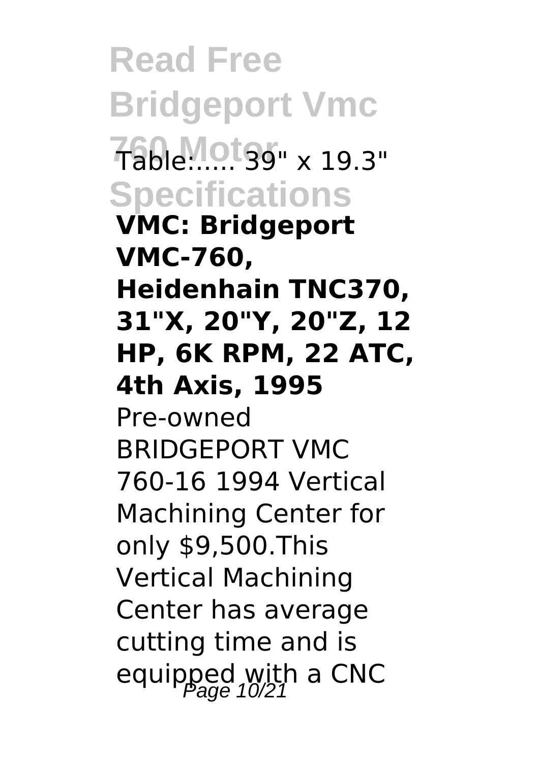Table:..... 39" x 19.3"

**VMC: Bridgeport VMC-760, Heidenhain TNC370, 31"X, 20"Y, 20"Z, 12 HP, 6K RPM, 22 ATC, 4th Axis, 1995**

Pre-owned BRIDGEPORT VMC 760-16 1994 Vertical Machining Center for only $9,500.This Vertical Machining Center has average cutting time and is equipped with a CNC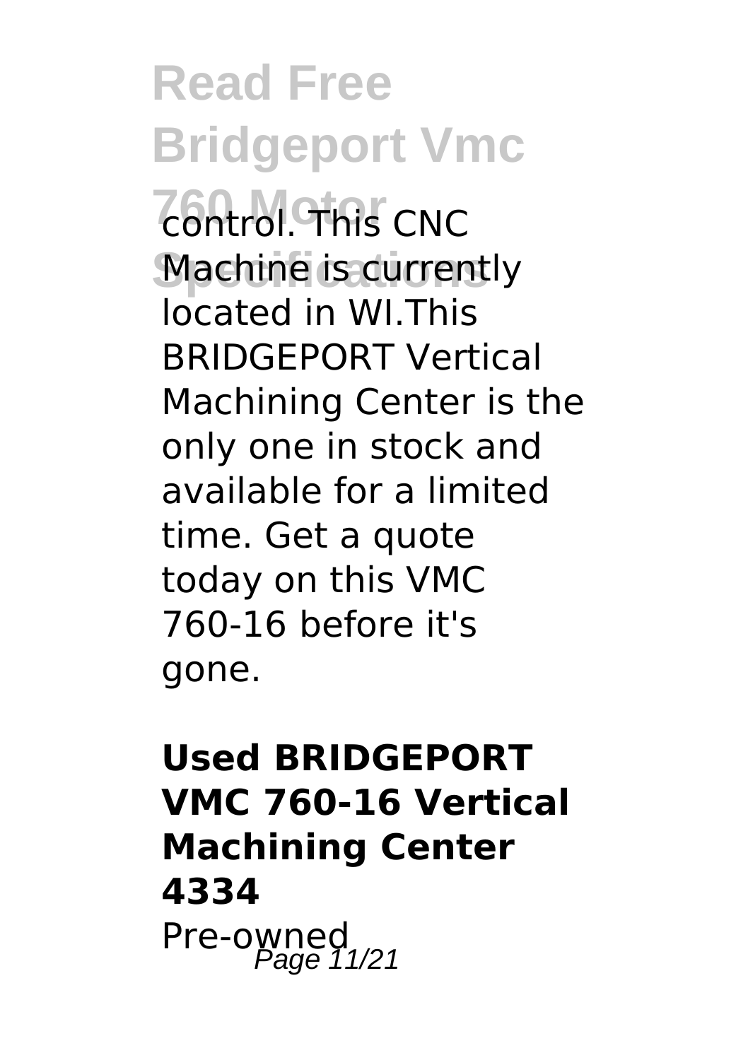control. This CNC Machine is currently located in WI.This BRIDGEPORT Vertical Machining Center is the only one in stock and available for a limited time. Get a quote today on this VMC 760-16 before it's gone.

**Used BRIDGEPORT VMC 760-16 Vertical Machining Center 4334**

Pre-owned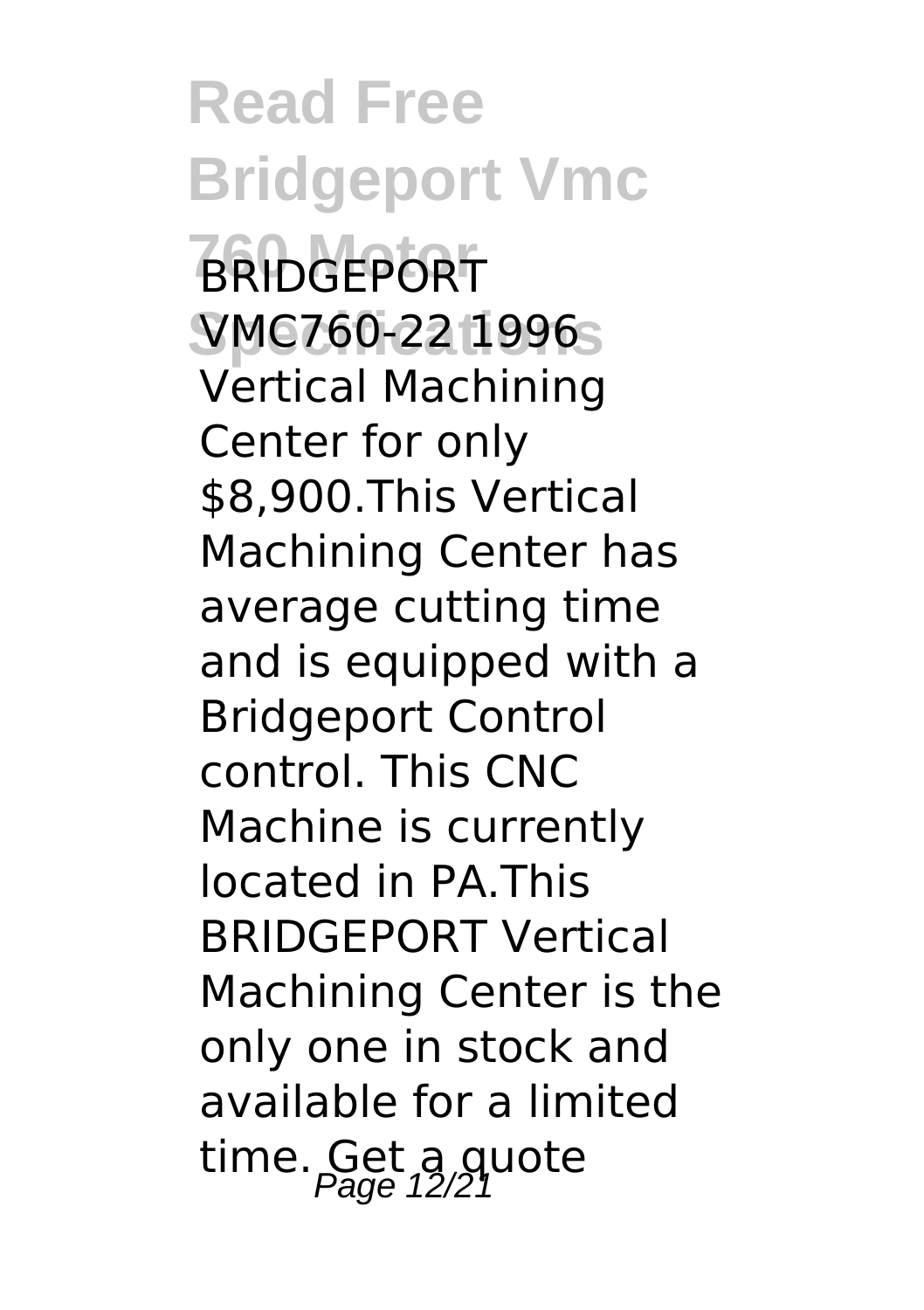BRIDGEPORT VMC760-22 1996 Vertical Machining Center for only $8,900.This Vertical Machining Center has average cutting time and is equipped with a Bridgeport Control control. This CNC Machine is currently located in PA.This BRIDGEPORT Vertical Machining Center is the only one in stock and available for a limited time. Get a quote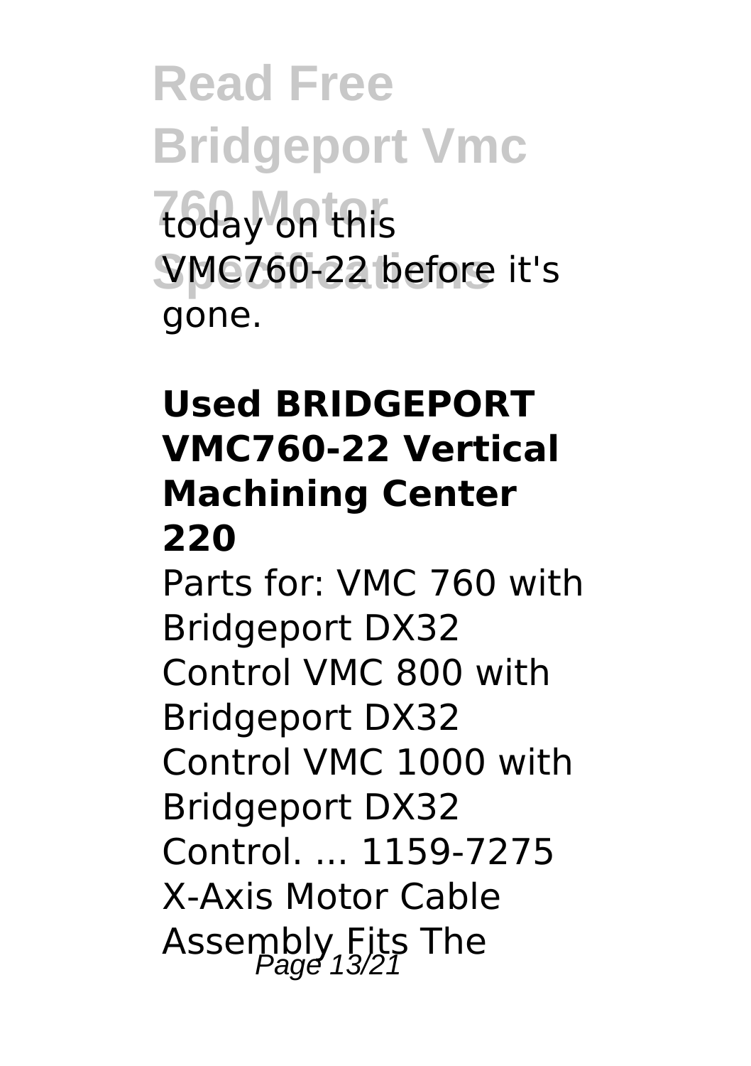today on this VMC760-22 before it's gone.

### Used BRIDGEPORT VMC760-22 Vertical Machining Center 220

Parts for: VMC 760 with Bridgeport DX32 Control VMC 800 with Bridgeport DX32 Control VMC 1000 with Bridgeport DX32 Control. ... 1159-7275 X-Axis Motor Cable Assembly Fits The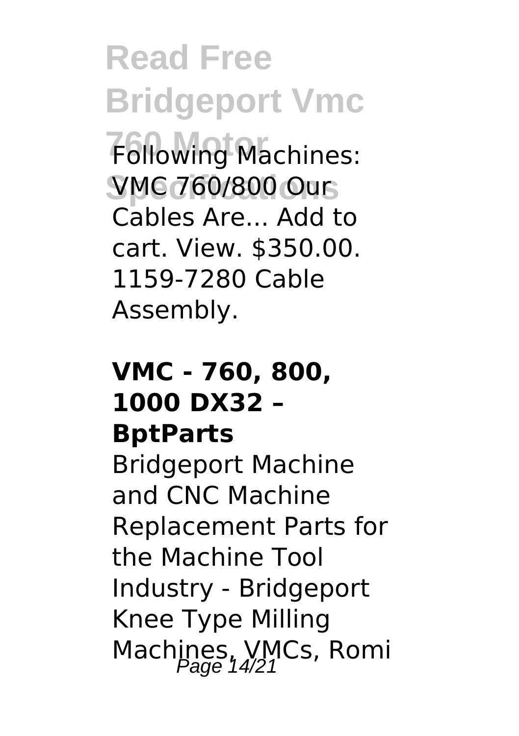Following Machines: VMC 760/800 Our Cables Are... Add to cart. View. $350.00. 1159-7280 Cable Assembly.

**VMC - 760, 800, 1000 DX32 – BptParts**

Bridgeport Machine and CNC Machine Replacement Parts for the Machine Tool Industry - Bridgeport Knee Type Milling Machines, VMCs, Romi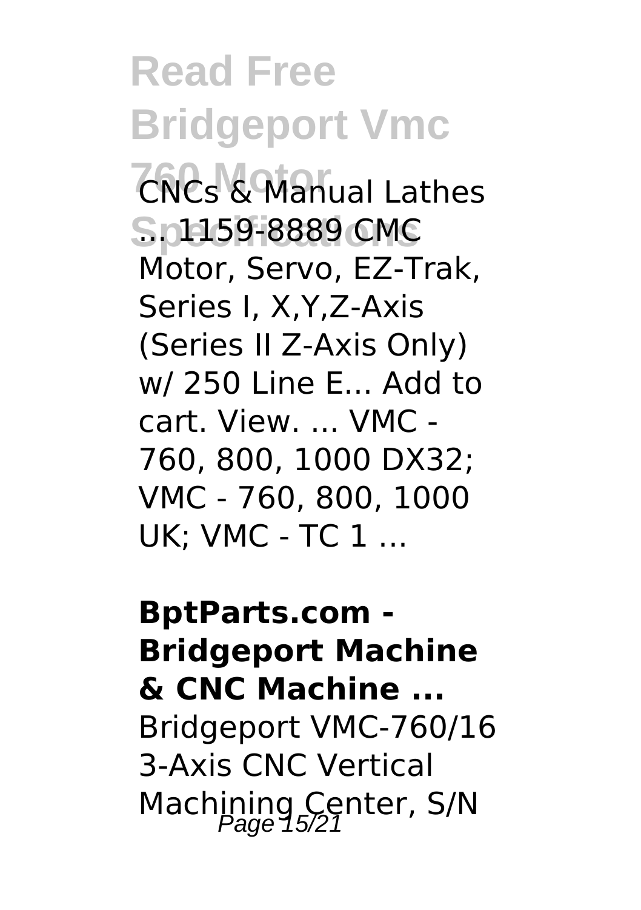CNCs & Manual Lathes ... 1159-8889 CMC Motor, Servo, EZ-Trak, Series I, X,Y,Z-Axis (Series II Z-Axis Only) w/ 250 Line E... Add to cart. View. ... VMC - 760, 800, 1000 DX32; VMC - 760, 800, 1000 UK; VMC - TC 1 ...

**BptParts.com - Bridgeport Machine & CNC Machine ...**

Bridgeport VMC-760/16 3-Axis CNC Vertical Machining Center, S/N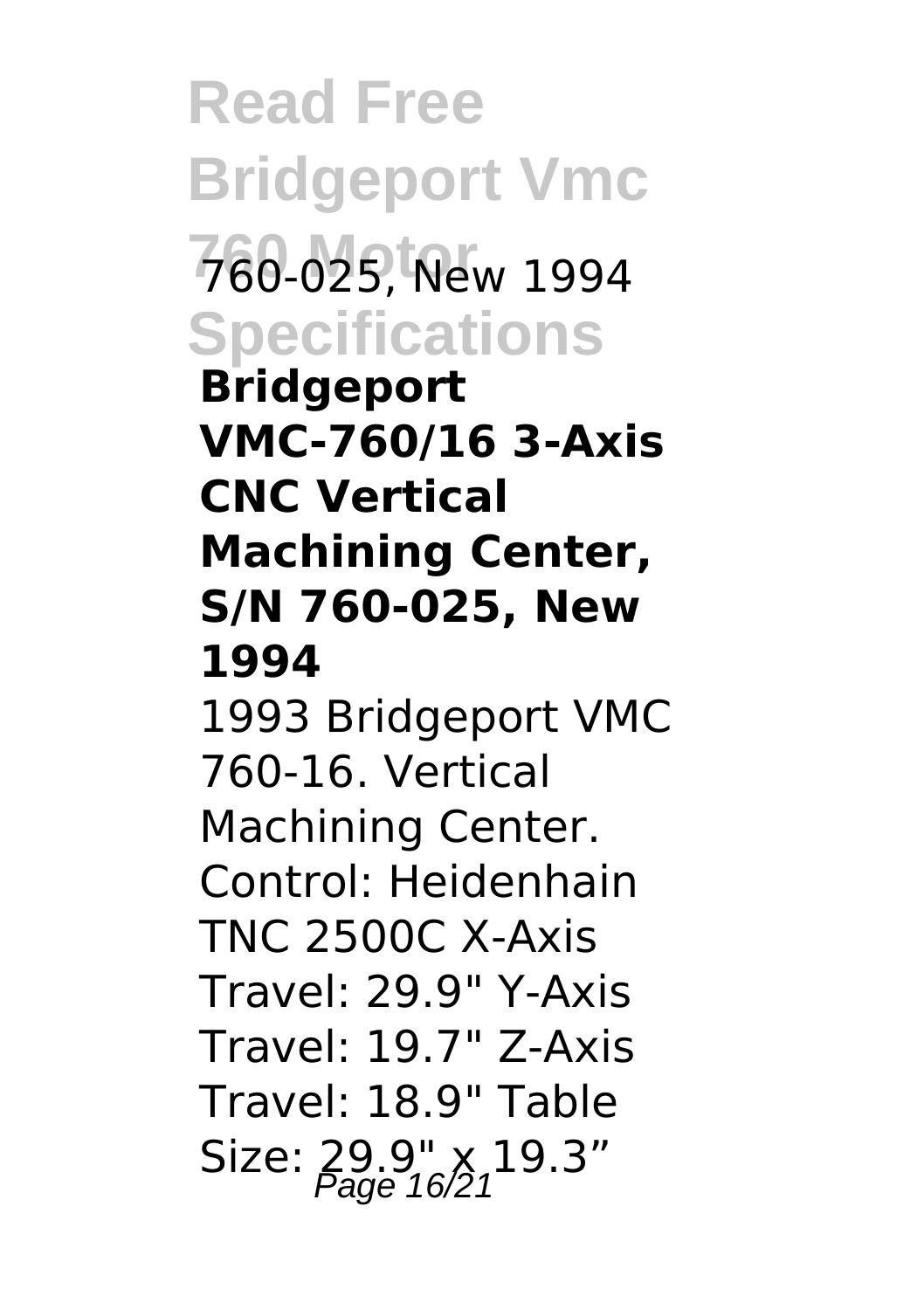760-025, New 1994

**Bridgeport VMC-760/16 3-Axis CNC Vertical Machining Center, S/N 760-025, New 1994**

1993 Bridgeport VMC 760-16. Vertical Machining Center. Control: Heidenhain TNC 2500C X-Axis Travel: 29.9" Y-Axis Travel: 19.7" Z-Axis Travel: 18.9" Table Size: 29.9" x 19.3"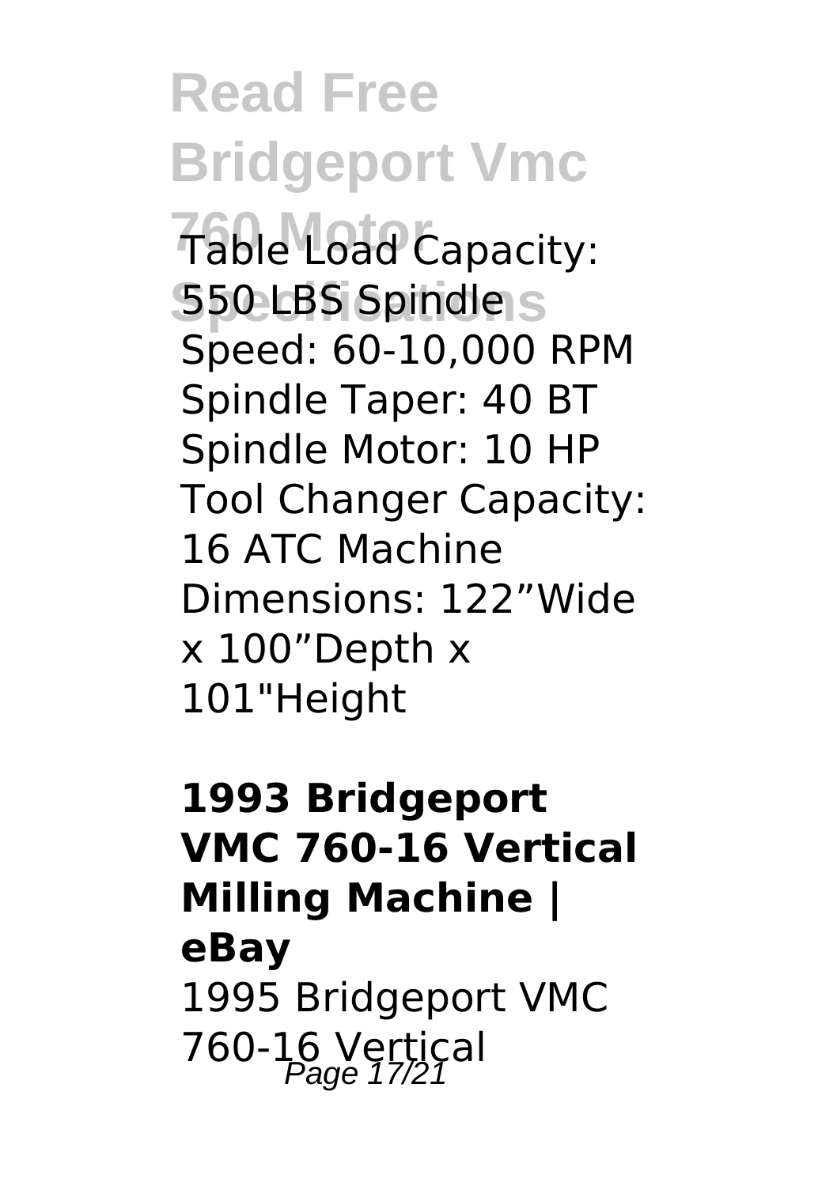Table Load Capacity: 550 LBS Spindle Speed: 60-10,000 RPM Spindle Taper: 40 BT Spindle Motor: 10 HP Tool Changer Capacity: 16 ATC Machine Dimensions: 122”Wide x 100”Depth x 101"Height

**1993 Bridgeport VMC 760-16 Vertical Milling Machine | eBay**

1995 Bridgeport VMC 760-16 Vertical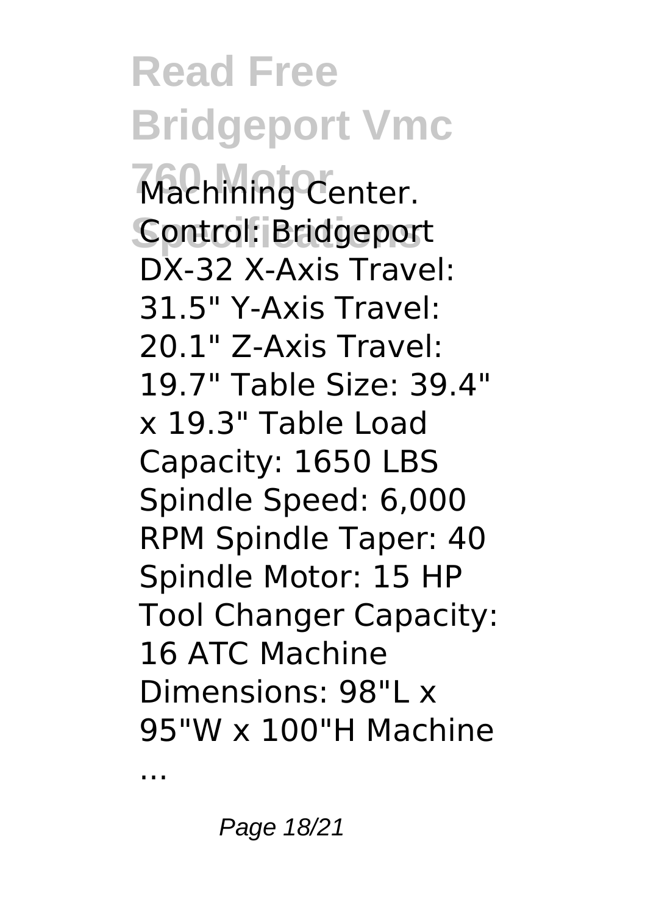Machining Center. Control: Bridgeport DX-32 X-Axis Travel: 31.5" Y-Axis Travel: 20.1" Z-Axis Travel: 19.7" Table Size: 39.4" x 19.3" Table Load Capacity: 1650 LBS Spindle Speed: 6,000 RPM Spindle Taper: 40 Spindle Motor: 15 HP Tool Changer Capacity: 16 ATC Machine Dimensions: 98"L x 95"W x 100"H Machine ...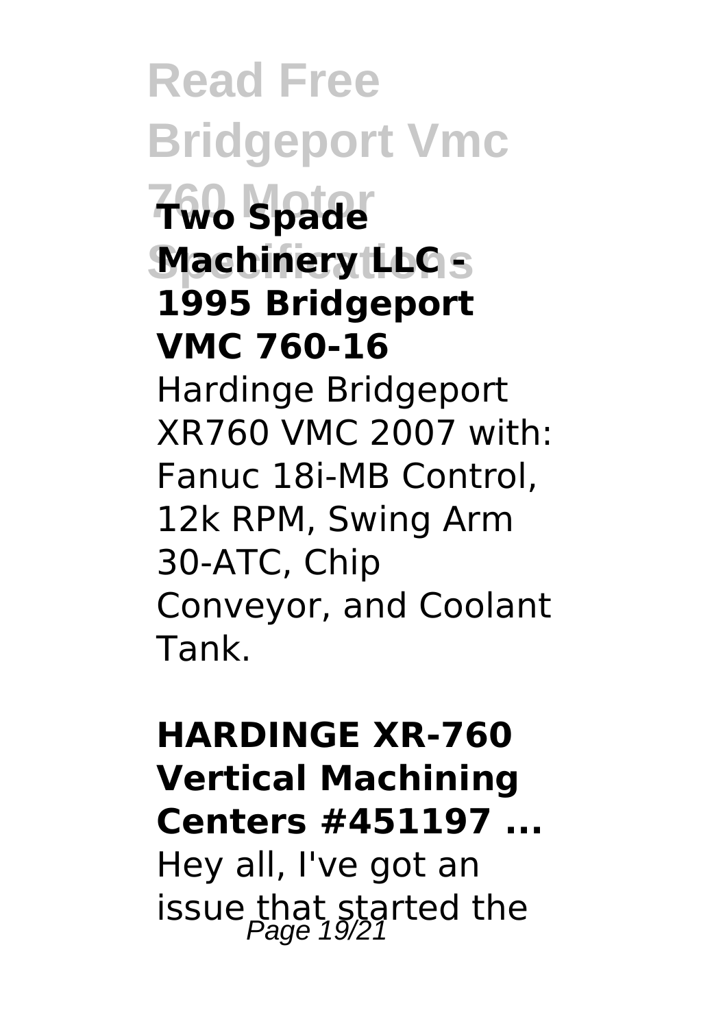**Two Spade Machinery LLC - 1995 Bridgeport VMC 760-16**

Hardinge Bridgeport XR760 VMC 2007 with: Fanuc 18i-MB Control, 12k RPM, Swing Arm 30-ATC, Chip Conveyor, and Coolant Tank.

**HARDINGE XR-760 Vertical Machining Centers #451197 ...**

Hey all, I've got an issue that started the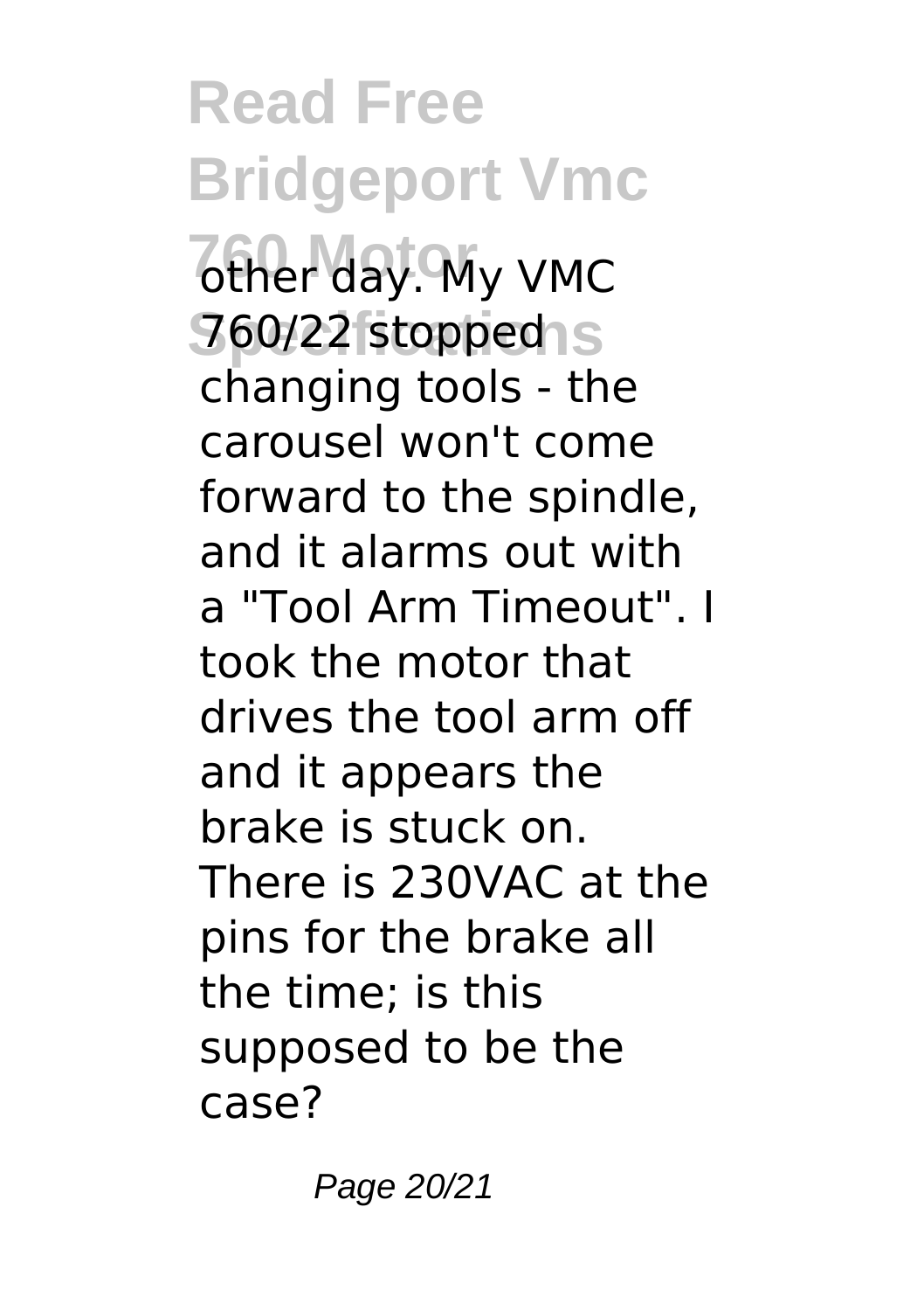other day. My VMC 760/22 stopped changing tools - the carousel won't come forward to the spindle, and it alarms out with a "Tool Arm Timeout". I took the motor that drives the tool arm off and it appears the brake is stuck on. There is 230VAC at the pins for the brake all the time; is this supposed to be the case?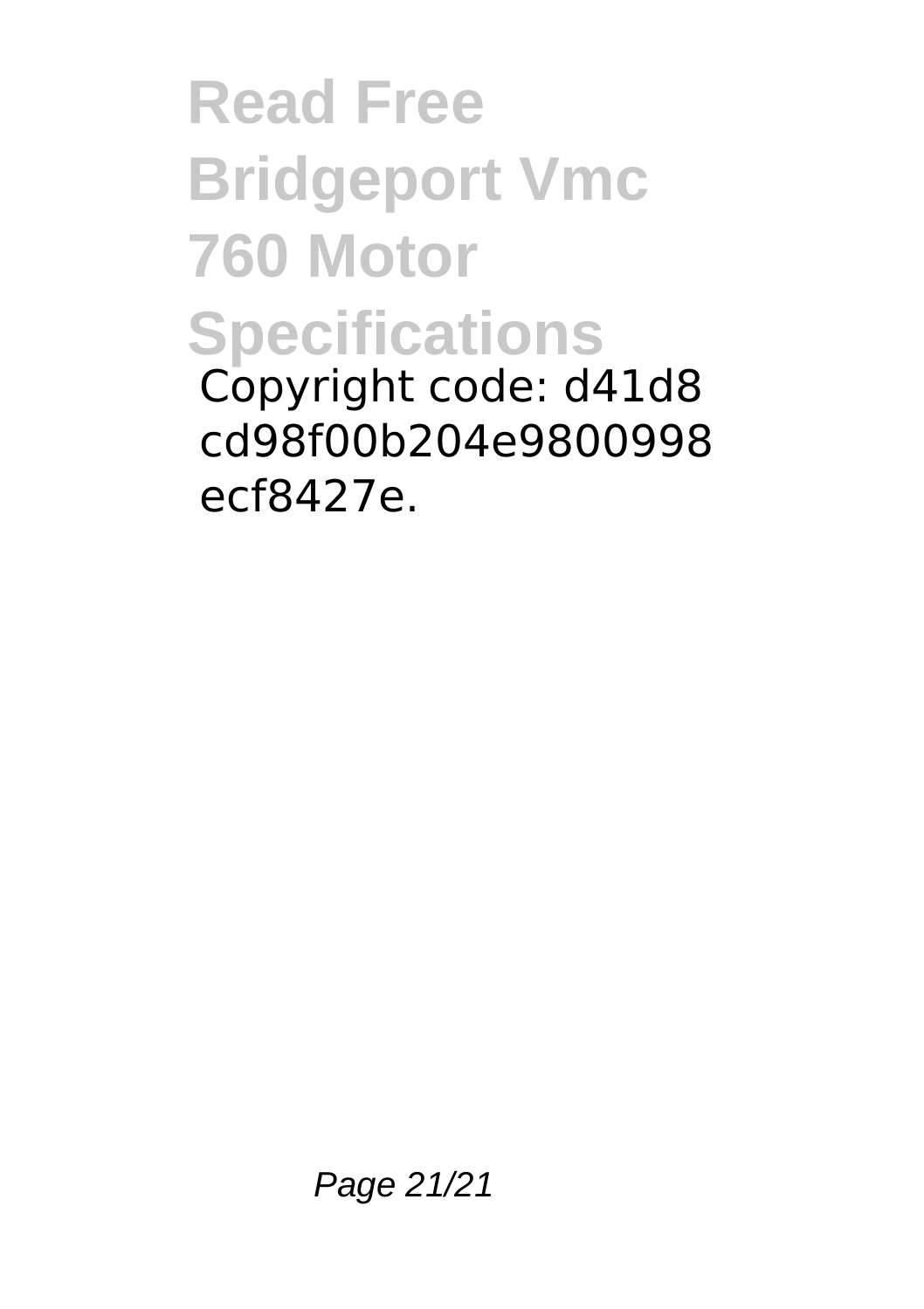Copyright code: d41d8cd98f00b204e9800998ecf8427e.